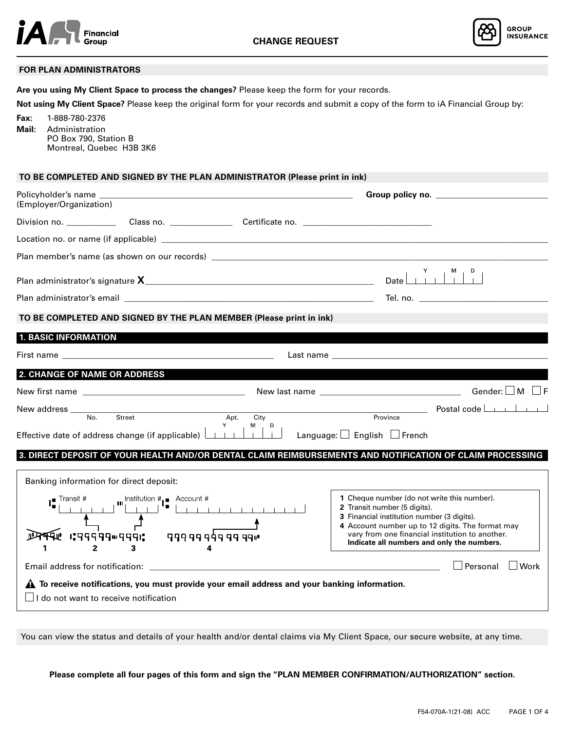iA Financial Group

# CHANGE REQUEST

GROUP INSURANCE

## FOR PLAN ADMINISTRATORS

**Are you using My Client Space to process the changes?** Please keep the form for your records.

**Not using My Client Space?** Please keep the original form for your records and submit a copy of the form to iA Financial Group by:

**Fax:** 1-888-780-2376

**Mail:** Administration
PO Box 790, Station B
Montreal, Quebec H3B 3K6

## TO BE COMPLETED AND SIGNED BY THE PLAN ADMINISTRATOR (Please print in ink)

Policyholder's name (Employer/Organization) ______________________ **Group policy no.** ______________

Division no. ________ Class no. ________ Certificate no. ______________

Location no. or name (if applicable) ______________________

Plan member's name (as shown on our records) ______________________

Plan administrator's signature **X** ______________________ Date Y M D

Plan administrator's email ______________________ Tel. no. ______________

## TO BE COMPLETED AND SIGNED BY THE PLAN MEMBER (Please print in ink)

### 1. BASIC INFORMATION

First name ______________________ Last name ______________________

### 2. CHANGE OF NAME OR ADDRESS

New first name ______________________ New last name ______________________ Gender: ☐ M ☐ F

New address ______________________ (No. Street Apt. City Province) Postal code ________

Effective date of address change (if applicable) Y M D ________ Language: ☐ English ☐ French

### 3. DIRECT DEPOSIT OF YOUR HEALTH AND/OR DENTAL CLAIM REIMBURSEMENTS AND NOTIFICATION OF CLAIM PROCESSING

Banking information for direct deposit:

Transit # ________ Institution # ________ Account # ________

1. Cheque number (do not write this number).
2. Transit number (5 digits).
3. Financial institution number (3 digits).
4. Account number up to 12 digits. The format may vary from one financial institution to another. **Indicate all numbers and only the numbers.**

Email address for notification: ______________________ ☐ Personal ☐ Work

⚠ **To receive notifications, you must provide your email address and your banking information.**

☐ I do not want to receive notification

You can view the status and details of your health and/or dental claims via My Client Space, our secure website, at any time.

**Please complete all four pages of this form and sign the "PLAN MEMBER CONFIRMATION/AUTHORIZATION" section.**

F54-070A-1(21-08) ACC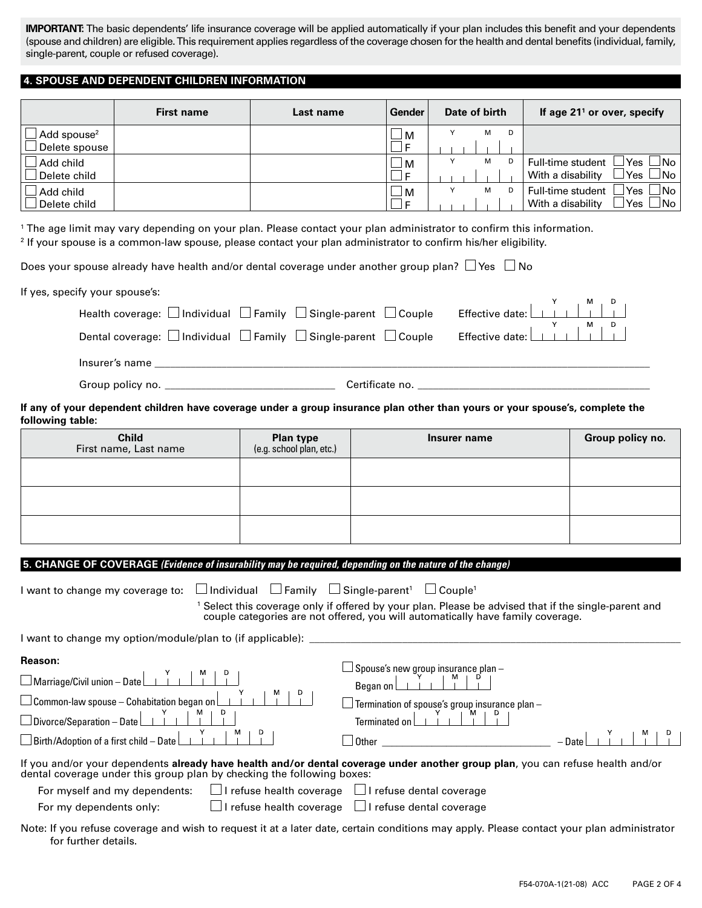**IMPORTANT:** The basic dependents' life insurance coverage will be applied automatically if your plan includes this benefit and your dependents (spouse and children) are eligible. This requirement applies regardless of the coverage chosen for the health and dental benefits (individual, family, single-parent, couple or refused coverage).

## 4. SPOUSE AND DEPENDENT CHILDREN INFORMATION

| | First name | Last name | Gender | Date of birth | If age 21[1] or over, specify |
|---|---|---|---|---|---|
| ☐ Add spouse[2] ☐ Delete spouse | | | ☐ M ☐ F | Y M D | |
| ☐ Add child ☐ Delete child | | | ☐ M ☐ F | Y M D | Full-time student ☐ Yes ☐ No With a disability ☐ Yes ☐ No |
| ☐ Add child ☐ Delete child | | | ☐ M ☐ F | Y M D | Full-time student ☐ Yes ☐ No With a disability ☐ Yes ☐ No |

[1] The age limit may vary depending on your plan. Please contact your plan administrator to confirm this information.
[2] If your spouse is a common-law spouse, please contact your plan administrator to confirm his/her eligibility.

Does your spouse already have health and/or dental coverage under another group plan? ☐ Yes ☐ No

If yes, specify your spouse's:

Health coverage: ☐ Individual ☐ Family ☐ Single-parent ☐ Couple Effective date: Y M D

Dental coverage: ☐ Individual ☐ Family ☐ Single-parent ☐ Couple Effective date: Y M D

Insurer's name ______________________________

Group policy no. ______________________ Certificate no. ______________________

**If any of your dependent children have coverage under a group insurance plan other than yours or your spouse's, complete the following table:**

| Child First name, Last name | Plan type (e.g. school plan, etc.) | Insurer name | Group policy no. |
|---|---|---|---|
| | | | |
| | | | |
| | | | |

## 5. CHANGE OF COVERAGE *(Evidence of insurability may be required, depending on the nature of the change)*

I want to change my coverage to: ☐ Individual ☐ Family ☐ Single-parent[1] ☐ Couple[1]

[1] Select this coverage only if offered by your plan. Please be advised that if the single-parent and couple categories are not offered, you will automatically have family coverage.

I want to change my option/module/plan to (if applicable): ______________________________

**Reason:**

☐ Marriage/Civil union – Date Y M D

☐ Common-law spouse – Cohabitation began on Y M D

☐ Divorce/Separation – Date Y M D

☐ Birth/Adoption of a first child – Date Y M D

☐ Spouse's new group insurance plan – Began on Y M D

☐ Termination of spouse's group insurance plan – Terminated on Y M D

☐ Other ______________________ – Date Y M D

If you and/or your dependents **already have health and/or dental coverage under another group plan**, you can refuse health and/or dental coverage under this group plan by checking the following boxes:

For myself and my dependents: ☐ I refuse health coverage ☐ I refuse dental coverage

For my dependents only: ☐ I refuse health coverage ☐ I refuse dental coverage

Note: If you refuse coverage and wish to request it at a later date, certain conditions may apply. Please contact your plan administrator for further details.

F54-070A-1(21-08) ACC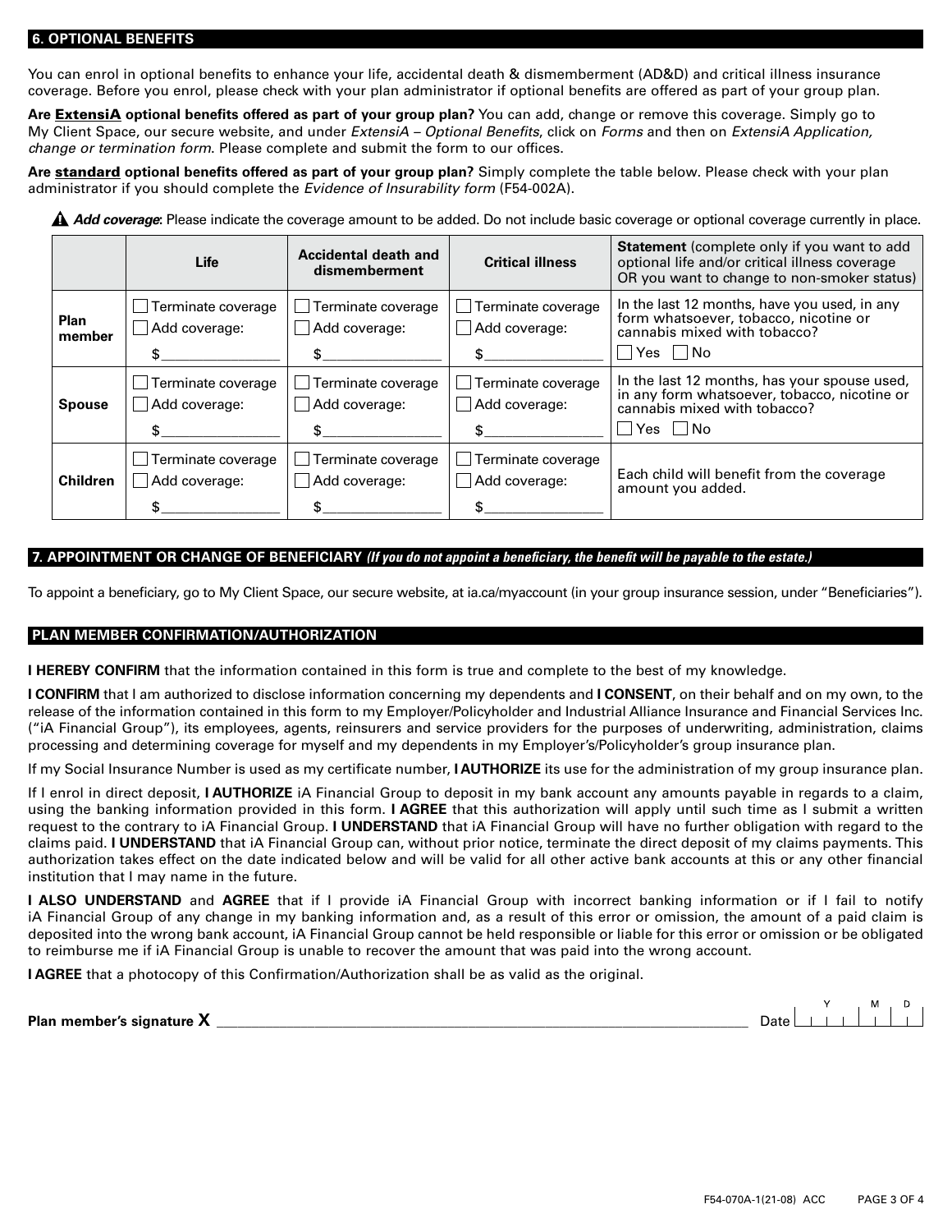## 6. OPTIONAL BENEFITS

You can enrol in optional benefits to enhance your life, accidental death & dismemberment (AD&D) and critical illness insurance coverage. Before you enrol, please check with your plan administrator if optional benefits are offered as part of your group plan.

**Are ExtensiA optional benefits offered as part of your group plan?** You can add, change or remove this coverage. Simply go to My Client Space, our secure website, and under *ExtensiA – Optional Benefits*, click on *Forms* and then on *ExtensiA Application, change or termination form*. Please complete and submit the form to our offices.

**Are standard optional benefits offered as part of your group plan?** Simply complete the table below. Please check with your plan administrator if you should complete the *Evidence of Insurability form* (F54-002A).

⚠ ***Add coverage***: Please indicate the coverage amount to be added. Do not include basic coverage or optional coverage currently in place.

| | Life | Accidental death and dismemberment | Critical illness | **Statement** (complete only if you want to add optional life and/or critical illness coverage OR you want to change to non-smoker status) |
|---|---|---|---|---|
| **Plan member** | ☐ Terminate coverage<br>☐ Add coverage:<br>$______________ | ☐ Terminate coverage<br>☐ Add coverage:<br>$______________ | ☐ Terminate coverage<br>☐ Add coverage:<br>$______________ | In the last 12 months, have you used, in any form whatsoever, tobacco, nicotine or cannabis mixed with tobacco?<br>☐ Yes ☐ No |
| **Spouse** | ☐ Terminate coverage<br>☐ Add coverage:<br>$______________ | ☐ Terminate coverage<br>☐ Add coverage:<br>$______________ | ☐ Terminate coverage<br>☐ Add coverage:<br>$______________ | In the last 12 months, has your spouse used, in any form whatsoever, tobacco, nicotine or cannabis mixed with tobacco?<br>☐ Yes ☐ No |
| **Children** | ☐ Terminate coverage<br>☐ Add coverage:<br>$______________ | ☐ Terminate coverage<br>☐ Add coverage:<br>$______________ | ☐ Terminate coverage<br>☐ Add coverage:<br>$______________ | Each child will benefit from the coverage amount you added. |

## 7. APPOINTMENT OR CHANGE OF BENEFICIARY *(If you do not appoint a beneficiary, the benefit will be payable to the estate.)*

To appoint a beneficiary, go to My Client Space, our secure website, at ia.ca/myaccount (in your group insurance session, under "Beneficiaries").

## PLAN MEMBER CONFIRMATION/AUTHORIZATION

**I HEREBY CONFIRM** that the information contained in this form is true and complete to the best of my knowledge.

**I CONFIRM** that I am authorized to disclose information concerning my dependents and **I CONSENT**, on their behalf and on my own, to the release of the information contained in this form to my Employer/Policyholder and Industrial Alliance Insurance and Financial Services Inc. ("iA Financial Group"), its employees, agents, reinsurers and service providers for the purposes of underwriting, administration, claims processing and determining coverage for myself and my dependents in my Employer's/Policyholder's group insurance plan.

If my Social Insurance Number is used as my certificate number, **I AUTHORIZE** its use for the administration of my group insurance plan.

If I enrol in direct deposit, **I AUTHORIZE** iA Financial Group to deposit in my bank account any amounts payable in regards to a claim, using the banking information provided in this form. **I AGREE** that this authorization will apply until such time as I submit a written request to the contrary to iA Financial Group. **I UNDERSTAND** that iA Financial Group will have no further obligation with regard to the claims paid. **I UNDERSTAND** that iA Financial Group can, without prior notice, terminate the direct deposit of my claims payments. This authorization takes effect on the date indicated below and will be valid for all other active bank accounts at this or any other financial institution that I may name in the future.

**I ALSO UNDERSTAND** and **AGREE** that if I provide iA Financial Group with incorrect banking information or if I fail to notify iA Financial Group of any change in my banking information and, as a result of this error or omission, the amount of a paid claim is deposited into the wrong bank account, iA Financial Group cannot be held responsible or liable for this error or omission or be obligated to reimburse me if iA Financial Group is unable to recover the amount that was paid into the wrong account.

**I AGREE** that a photocopy of this Confirmation/Authorization shall be as valid as the original.

**Plan member's signature X** ______________________________________________ Date (Y / M / D) ____________

F54-070A-1(21-08) ACC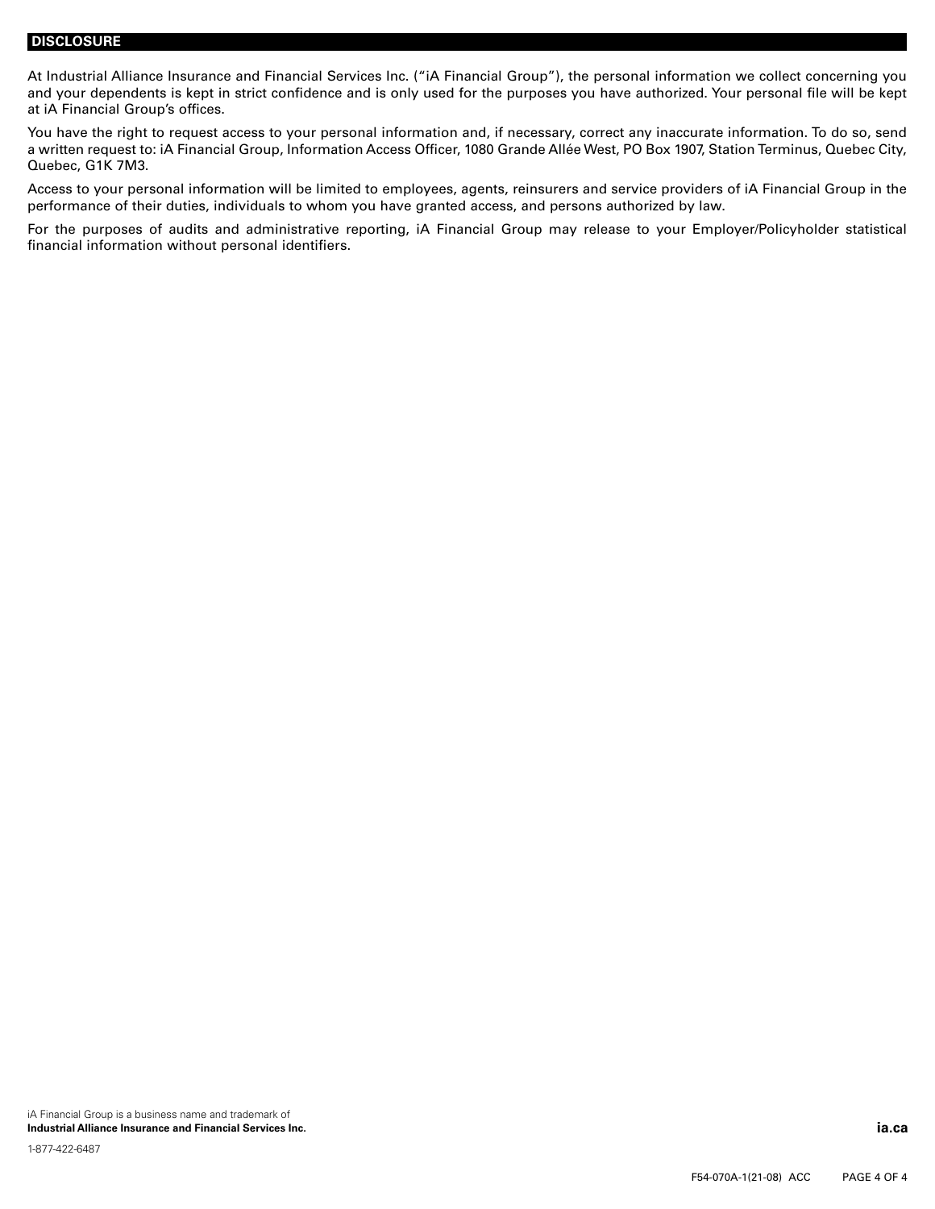## DISCLOSURE

At Industrial Alliance Insurance and Financial Services Inc. ("iA Financial Group"), the personal information we collect concerning you and your dependents is kept in strict confidence and is only used for the purposes you have authorized. Your personal file will be kept at iA Financial Group's offices.

You have the right to request access to your personal information and, if necessary, correct any inaccurate information. To do so, send a written request to: iA Financial Group, Information Access Officer, 1080 Grande Allée West, PO Box 1907, Station Terminus, Quebec City, Quebec, G1K 7M3.

Access to your personal information will be limited to employees, agents, reinsurers and service providers of iA Financial Group in the performance of their duties, individuals to whom you have granted access, and persons authorized by law.

For the purposes of audits and administrative reporting, iA Financial Group may release to your Employer/Policyholder statistical financial information without personal identifiers.

iA Financial Group is a business name and trademark of
**Industrial Alliance Insurance and Financial Services Inc.**

1-877-422-6487

**ia.ca**

F54-070A-1(21-08) ACC